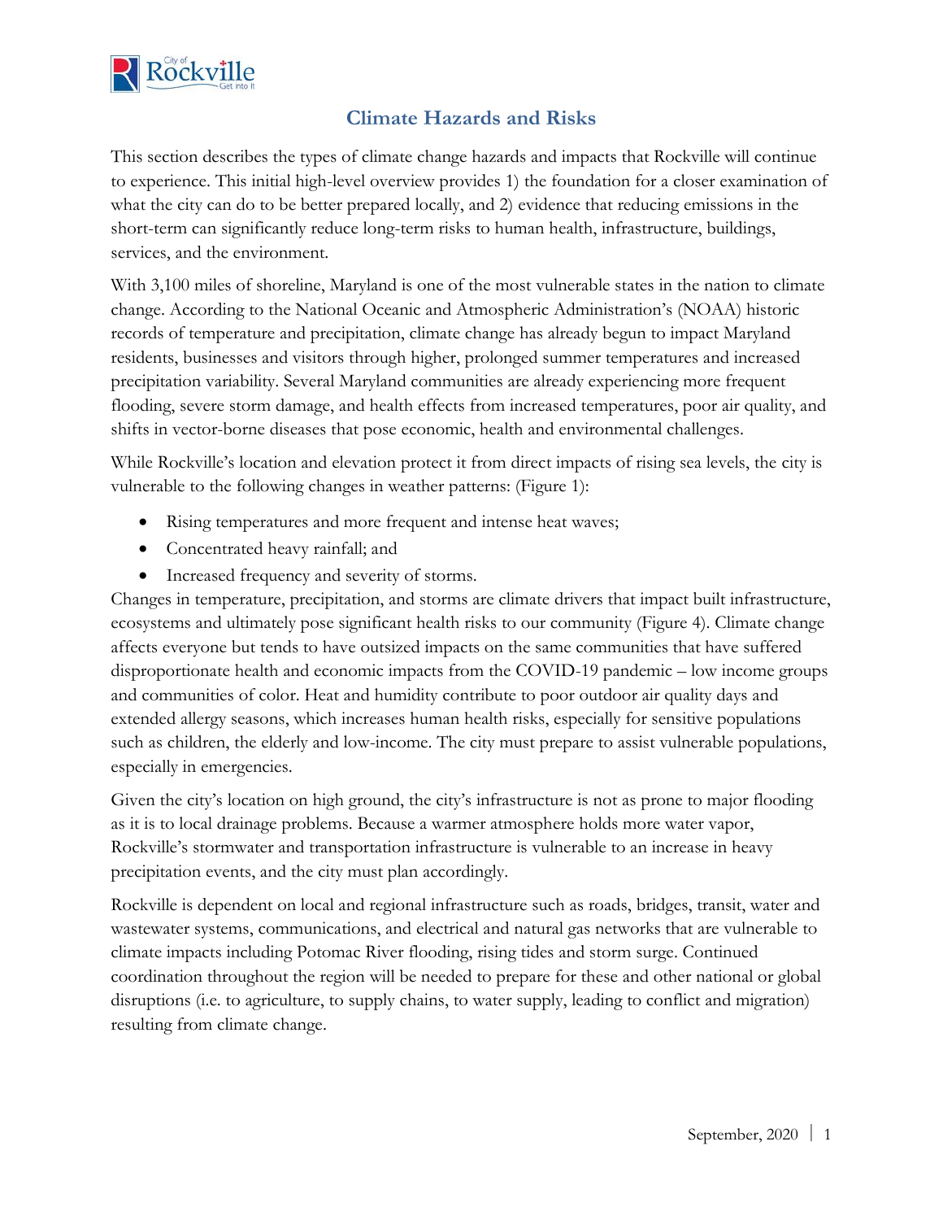# Climate Hazards and Risks

This section describes the types of climate change hazards and impacts that Rockville will continue to experience. This initial high-level overview provides 1) the foundation for a closer examination of what the city can do to be better prepared locally, and 2) evidence that reducing emissions in the short-term can significantly reduce long-term risks to human health, infrastructure, buildings, services, and the environment.

With 3,100 miles of shoreline, Maryland is one of the most vulnerable states in the nation to climate change. According to the National Oceanic and Atmospheric Administration's (NOAA) historic records of temperature and precipitation, climate change has already begun to impact Maryland residents, businesses and visitors through higher, prolonged summer temperatures and increased precipitation variability. Several Maryland communities are already experiencing more frequent flooding, severe storm damage, and health effects from increased temperatures, poor air quality, and shifts in vector-borne diseases that pose economic, health and environmental challenges.

While Rockville's location and elevation protect it from direct impacts of rising sea levels, the city is vulnerable to the following changes in weather patterns: (Figure 1):

- Rising temperatures and more frequent and intense heat waves;
- Concentrated heavy rainfall; and
- Increased frequency and severity of storms.

Changes in temperature, precipitation, and storms are climate drivers that impact built infrastructure, ecosystems and ultimately pose significant health risks to our community (Figure 4). Climate change affects everyone but tends to have outsized impacts on the same communities that have suffered disproportionate health and economic impacts from the COVID-19 pandemic – low income groups and communities of color. Heat and humidity contribute to poor outdoor air quality days and extended allergy seasons, which increases human health risks, especially for sensitive populations such as children, the elderly and low-income. The city must prepare to assist vulnerable populations, especially in emergencies.

Given the city's location on high ground, the city's infrastructure is not as prone to major flooding as it is to local drainage problems. Because a warmer atmosphere holds more water vapor, Rockville's stormwater and transportation infrastructure is vulnerable to an increase in heavy precipitation events, and the city must plan accordingly.

Rockville is dependent on local and regional infrastructure such as roads, bridges, transit, water and wastewater systems, communications, and electrical and natural gas networks that are vulnerable to climate impacts including Potomac River flooding, rising tides and storm surge. Continued coordination throughout the region will be needed to prepare for these and other national or global disruptions (i.e. to agriculture, to supply chains, to water supply, leading to conflict and migration) resulting from climate change.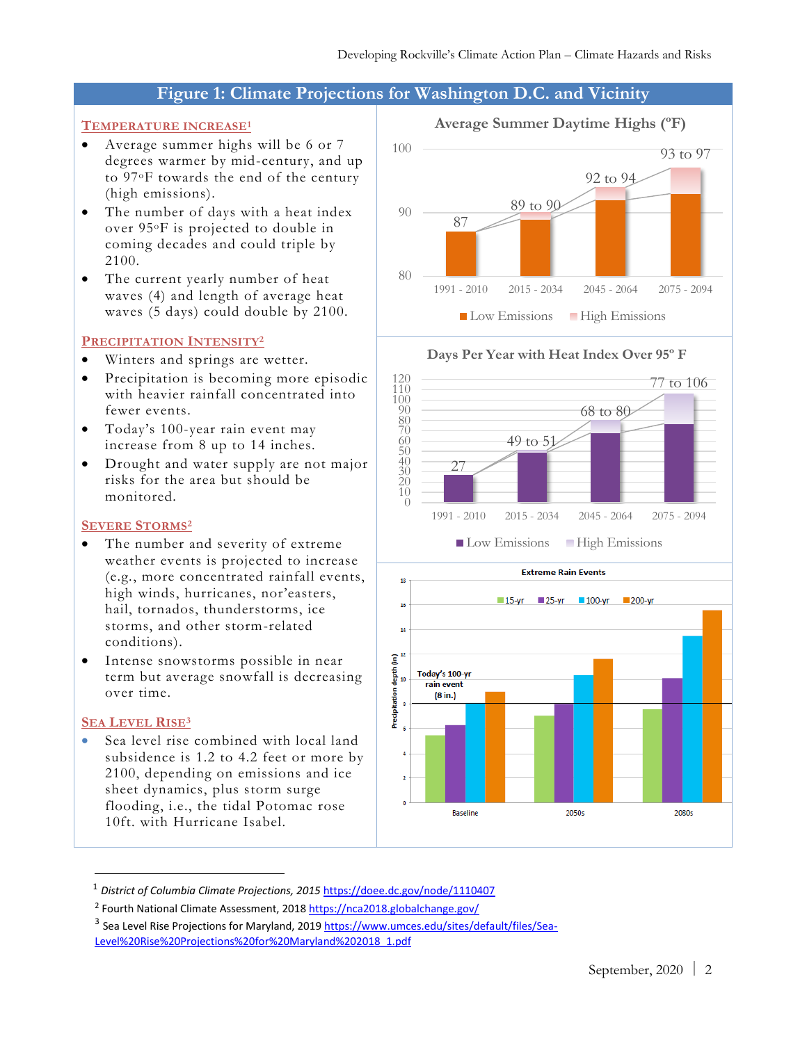## Figure 1: Climate Projections for Washington D.C. and Vicinity

### TEMPERATURE INCREASE[1]

- Average summer highs will be 6 or 7 degrees warmer by mid-century, and up to 97°F towards the end of the century (high emissions).
- The number of days with a heat index over 95°F is projected to double in coming decades and could triple by 2100.
- The current yearly number of heat waves (4) and length of average heat waves (5 days) could double by 2100.

### PRECIPITATION INTENSITY[2]

- Winters and springs are wetter.
- Precipitation is becoming more episodic with heavier rainfall concentrated into fewer events.
- Today's 100-year rain event may increase from 8 up to 14 inches.
- Drought and water supply are not major risks for the area but should be monitored.

### SEVERE STORMS[2]

- The number and severity of extreme weather events is projected to increase (e.g., more concentrated rainfall events, high winds, hurricanes, nor'easters, hail, tornados, thunderstorms, ice storms, and other storm-related conditions).
- Intense snowstorms possible in near term but average snowfall is decreasing over time.

### SEA LEVEL RISE[3]

- Sea level rise combined with local land subsidence is 1.2 to 4.2 feet or more by 2100, depending on emissions and ice sheet dynamics, plus storm surge flooding, i.e., the tidal Potomac rose 10ft. with Hurricane Isabel.

**Average Summer Daytime Highs (°F)**

| Period | Low Emissions to High Emissions |
|---|---|
| 1991 - 2010 | 87 |
| 2015 - 2034 | 89 to 90 |
| 2045 - 2064 | 92 to 94 |
| 2075 - 2094 | 93 to 97 |

**Days Per Year with Heat Index Over 95° F**

| Period | Low Emissions to High Emissions |
|---|---|
| 1991 - 2010 | 27 |
| 2015 - 2034 | 49 to 51 |
| 2045 - 2064 | 68 to 80 |
| 2075 - 2094 | 77 to 106 |

**Extreme Rain Events**

Precipitation depth (in); series: 15-yr, 25-yr, 100-yr, 200-yr; periods: Baseline, 2050s, 2080s. Today's 100-yr rain event (8 in.)

---

[1] *District of Columbia Climate Projections, 2015* https://doee.dc.gov/node/1110407

[2] Fourth National Climate Assessment, 2018 https://nca2018.globalchange.gov/

[3] Sea Level Rise Projections for Maryland, 2019 https://www.umces.edu/sites/default/files/Sea-Level%20Rise%20Projections%20for%20Maryland%202018_1.pdf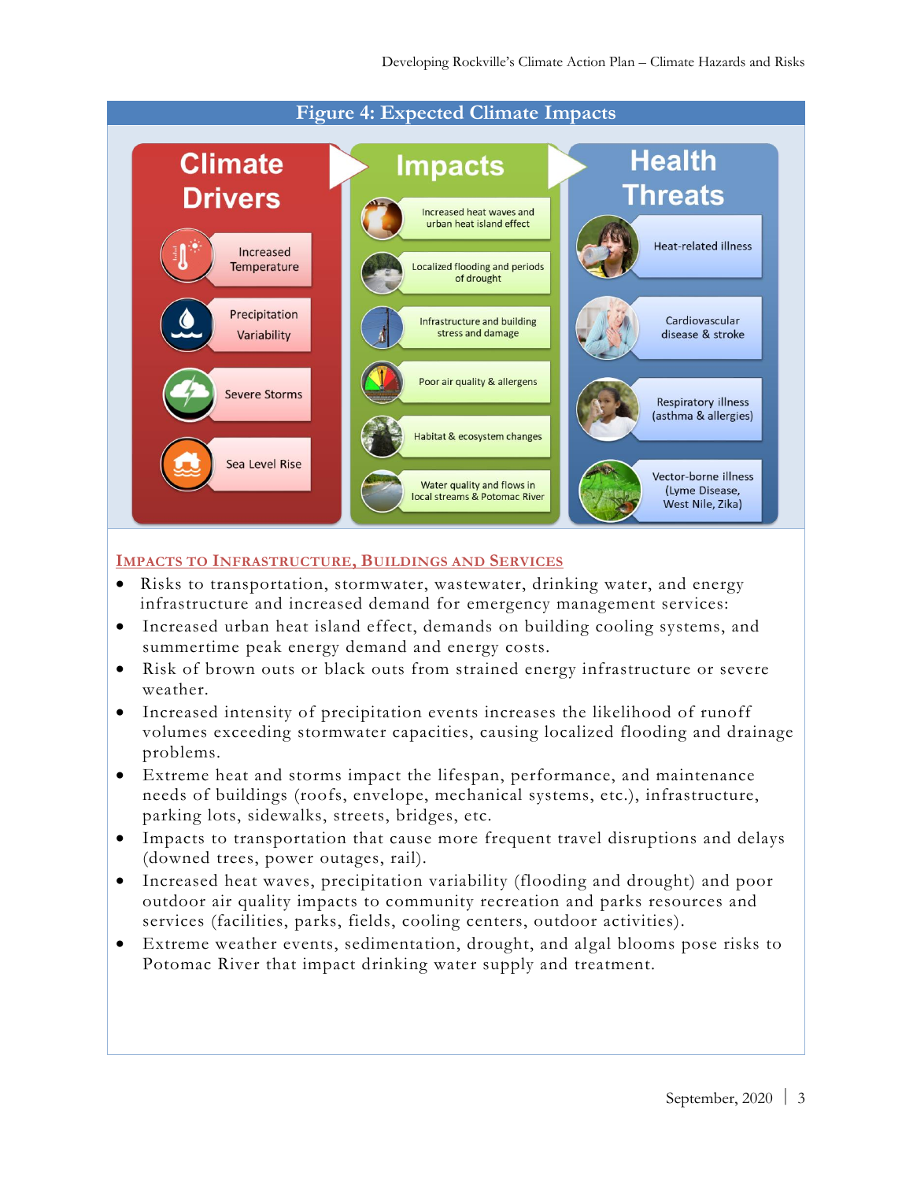**Figure 4: Expected Climate Impacts**

| Climate Drivers | Impacts | Health Threats |
|---|---|---|
| Increased Temperature | Increased heat waves and urban heat island effect | Heat-related illness |
| Precipitation Variability | Localized flooding and periods of drought | Cardiovascular disease & stroke |
| Severe Storms | Infrastructure and building stress and damage | Respiratory illness (asthma & allergies) |
| Sea Level Rise | Poor air quality & allergens | Vector-borne illness (Lyme Disease, West Nile, Zika) |
| | Habitat & ecosystem changes | |
| | Water quality and flows in local streams & Potomac River | |

## Impacts to Infrastructure, Buildings and Services

- Risks to transportation, stormwater, wastewater, drinking water, and energy infrastructure and increased demand for emergency management services:
- Increased urban heat island effect, demands on building cooling systems, and summertime peak energy demand and energy costs.
- Risk of brown outs or black outs from strained energy infrastructure or severe weather.
- Increased intensity of precipitation events increases the likelihood of runoff volumes exceeding stormwater capacities, causing localized flooding and drainage problems.
- Extreme heat and storms impact the lifespan, performance, and maintenance needs of buildings (roofs, envelope, mechanical systems, etc.), infrastructure, parking lots, sidewalks, streets, bridges, etc.
- Impacts to transportation that cause more frequent travel disruptions and delays (downed trees, power outages, rail).
- Increased heat waves, precipitation variability (flooding and drought) and poor outdoor air quality impacts to community recreation and parks resources and services (facilities, parks, fields, cooling centers, outdoor activities).
- Extreme weather events, sedimentation, drought, and algal blooms pose risks to Potomac River that impact drinking water supply and treatment.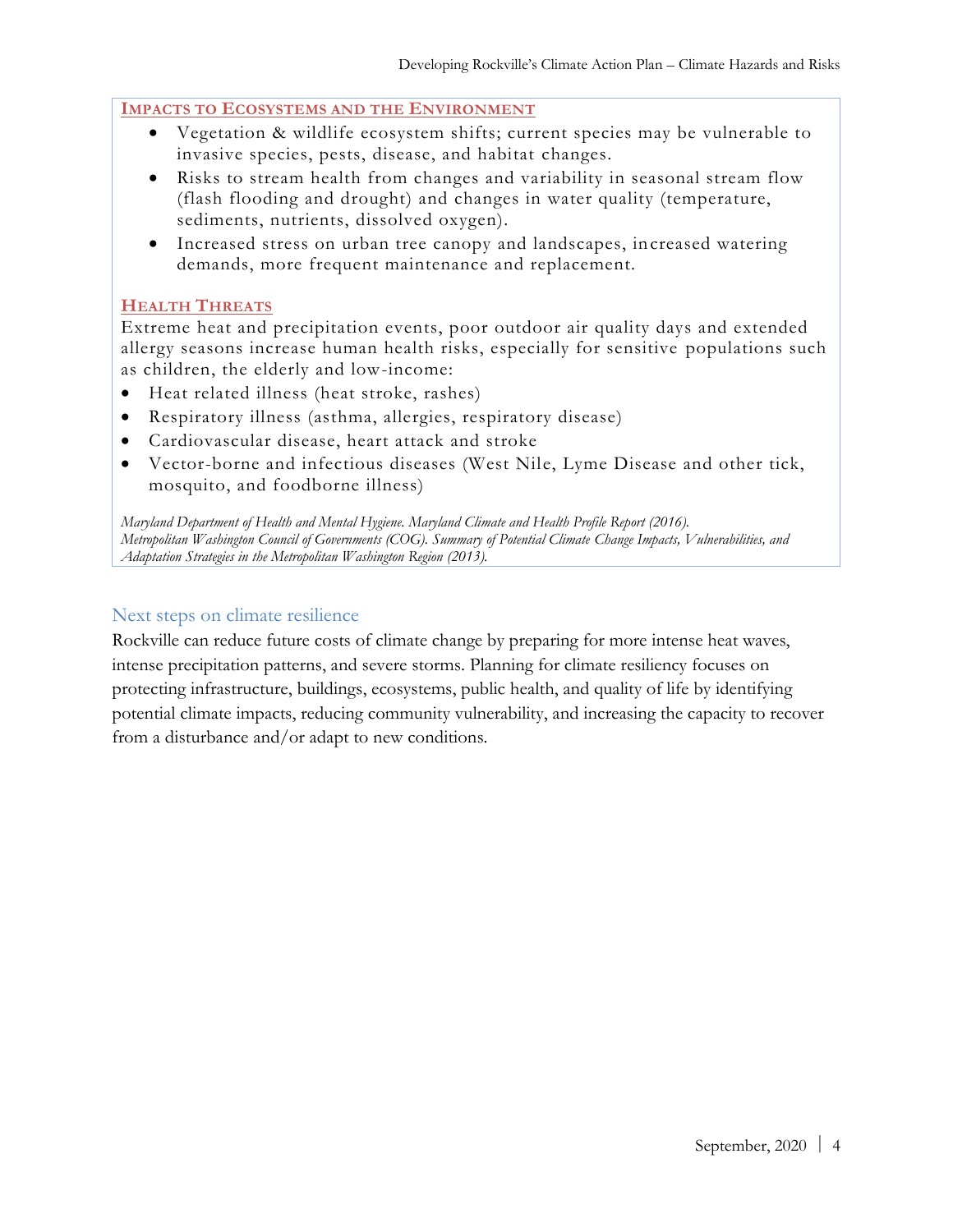### Impacts to Ecosystems and the Environment

- Vegetation & wildlife ecosystem shifts; current species may be vulnerable to invasive species, pests, disease, and habitat changes.
- Risks to stream health from changes and variability in seasonal stream flow (flash flooding and drought) and changes in water quality (temperature, sediments, nutrients, dissolved oxygen).
- Increased stress on urban tree canopy and landscapes, increased watering demands, more frequent maintenance and replacement.

### Health Threats

Extreme heat and precipitation events, poor outdoor air quality days and extended allergy seasons increase human health risks, especially for sensitive populations such as children, the elderly and low-income:

- Heat related illness (heat stroke, rashes)
- Respiratory illness (asthma, allergies, respiratory disease)
- Cardiovascular disease, heart attack and stroke
- Vector-borne and infectious diseases (West Nile, Lyme Disease and other tick, mosquito, and foodborne illness)

*Maryland Department of Health and Mental Hygiene. Maryland Climate and Health Profile Report (2016).*
*Metropolitan Washington Council of Governments (COG). Summary of Potential Climate Change Impacts, Vulnerabilities, and Adaptation Strategies in the Metropolitan Washington Region (2013).*

## Next steps on climate resilience

Rockville can reduce future costs of climate change by preparing for more intense heat waves, intense precipitation patterns, and severe storms. Planning for climate resiliency focuses on protecting infrastructure, buildings, ecosystems, public health, and quality of life by identifying potential climate impacts, reducing community vulnerability, and increasing the capacity to recover from a disturbance and/or adapt to new conditions.